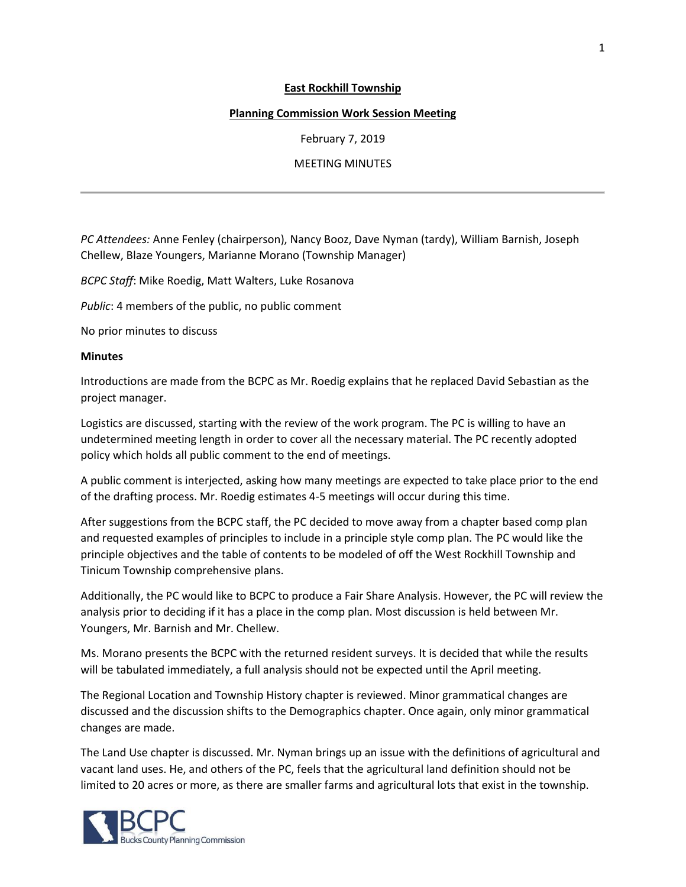**East Rockhill Township**

**Planning Commission Work Session Meeting**

February 7, 2019

MEETING MINUTES

---

*PC Attendees:* Anne Fenley (chairperson), Nancy Booz, Dave Nyman (tardy), William Barnish, Joseph Chellew, Blaze Youngers, Marianne Morano (Township Manager)

*BCPC Staff*: Mike Roedig, Matt Walters, Luke Rosanova

*Public*: 4 members of the public, no public comment

No prior minutes to discuss

**Minutes**

Introductions are made from the BCPC as Mr. Roedig explains that he replaced David Sebastian as the project manager.

Logistics are discussed, starting with the review of the work program. The PC is willing to have an undetermined meeting length in order to cover all the necessary material. The PC recently adopted policy which holds all public comment to the end of meetings.

A public comment is interjected, asking how many meetings are expected to take place prior to the end of the drafting process. Mr. Roedig estimates 4-5 meetings will occur during this time.

After suggestions from the BCPC staff, the PC decided to move away from a chapter based comp plan and requested examples of principles to include in a principle style comp plan. The PC would like the principle objectives and the table of contents to be modeled of off the West Rockhill Township and Tinicum Township comprehensive plans.

Additionally, the PC would like to BCPC to produce a Fair Share Analysis. However, the PC will review the analysis prior to deciding if it has a place in the comp plan. Most discussion is held between Mr. Youngers, Mr. Barnish and Mr. Chellew.

Ms. Morano presents the BCPC with the returned resident surveys. It is decided that while the results will be tabulated immediately, a full analysis should not be expected until the April meeting.

The Regional Location and Township History chapter is reviewed. Minor grammatical changes are discussed and the discussion shifts to the Demographics chapter. Once again, only minor grammatical changes are made.

The Land Use chapter is discussed. Mr. Nyman brings up an issue with the definitions of agricultural and vacant land uses. He, and others of the PC, feels that the agricultural land definition should not be limited to 20 acres or more, as there are smaller farms and agricultural lots that exist in the township.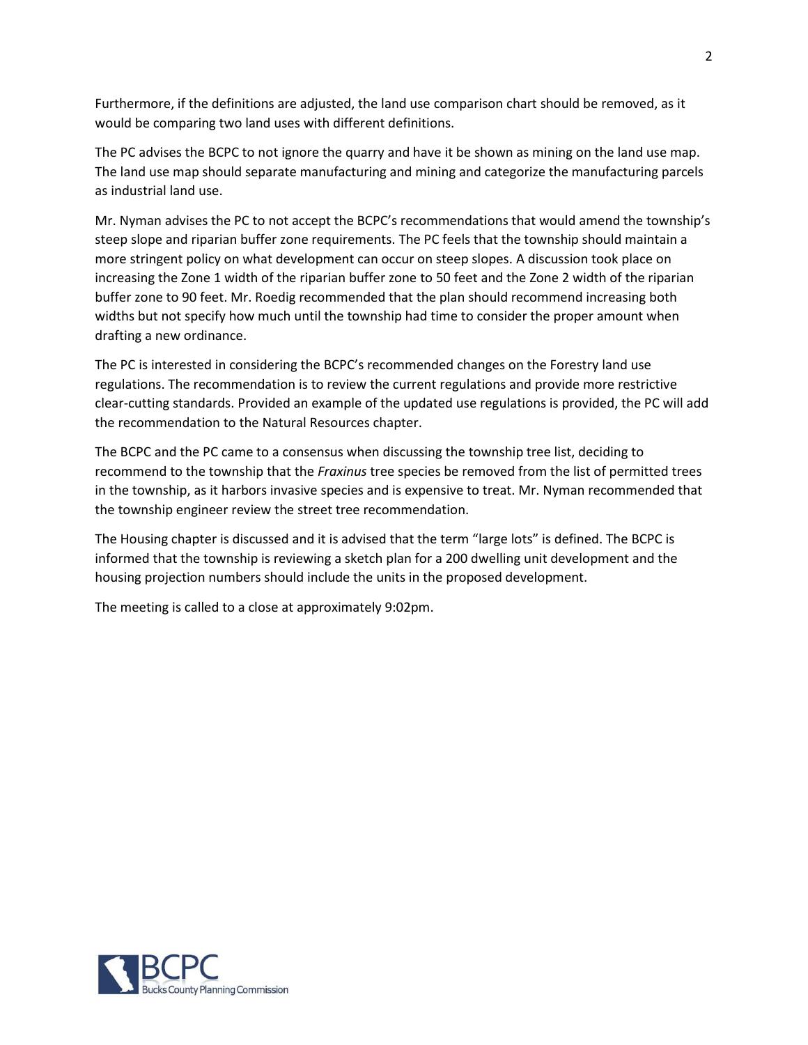Furthermore, if the definitions are adjusted, the land use comparison chart should be removed, as it would be comparing two land uses with different definitions.

The PC advises the BCPC to not ignore the quarry and have it be shown as mining on the land use map. The land use map should separate manufacturing and mining and categorize the manufacturing parcels as industrial land use.

Mr. Nyman advises the PC to not accept the BCPC's recommendations that would amend the township's steep slope and riparian buffer zone requirements. The PC feels that the township should maintain a more stringent policy on what development can occur on steep slopes. A discussion took place on increasing the Zone 1 width of the riparian buffer zone to 50 feet and the Zone 2 width of the riparian buffer zone to 90 feet. Mr. Roedig recommended that the plan should recommend increasing both widths but not specify how much until the township had time to consider the proper amount when drafting a new ordinance.

The PC is interested in considering the BCPC's recommended changes on the Forestry land use regulations. The recommendation is to review the current regulations and provide more restrictive clear-cutting standards. Provided an example of the updated use regulations is provided, the PC will add the recommendation to the Natural Resources chapter.

The BCPC and the PC came to a consensus when discussing the township tree list, deciding to recommend to the township that the *Fraxinus* tree species be removed from the list of permitted trees in the township, as it harbors invasive species and is expensive to treat. Mr. Nyman recommended that the township engineer review the street tree recommendation.

The Housing chapter is discussed and it is advised that the term "large lots" is defined. The BCPC is informed that the township is reviewing a sketch plan for a 200 dwelling unit development and the housing projection numbers should include the units in the proposed development.

The meeting is called to a close at approximately 9:02pm.